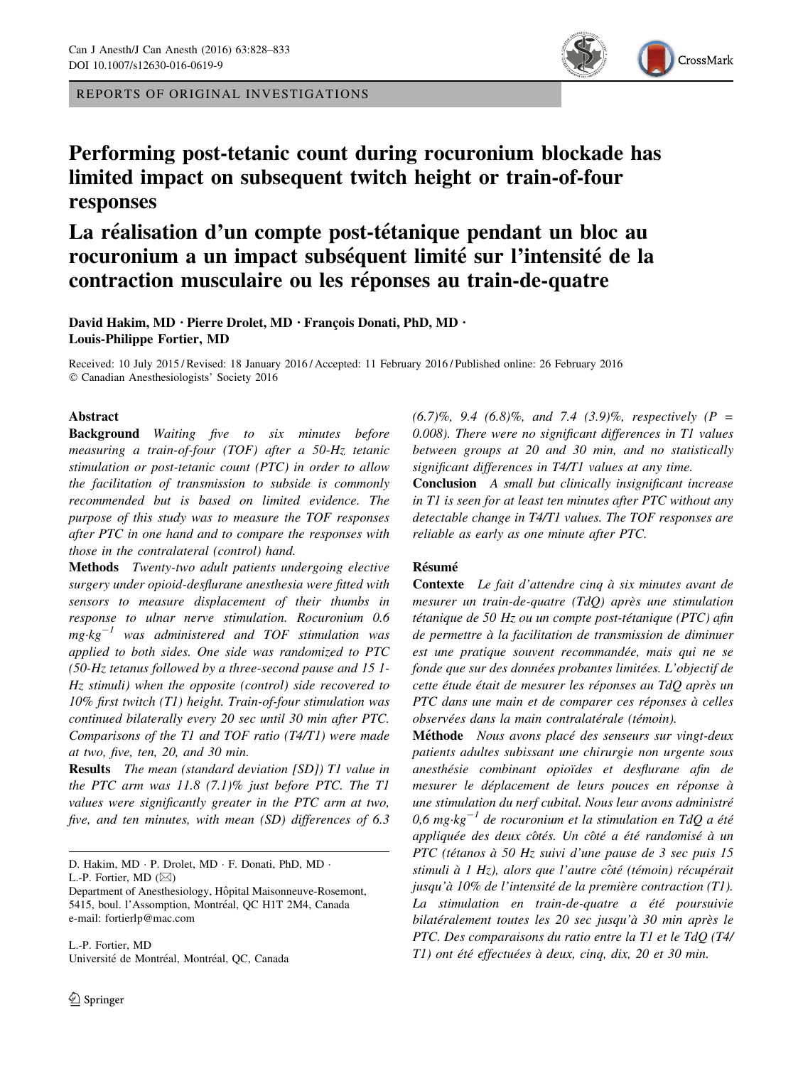REPORTS OF ORIGINAL INVESTIGATIONS

# Performing post-tetanic count during rocuronium blockade has limited impact on subsequent twitch height or train-of-four responses

# La réalisation d'un compte post-tétanique pendant un bloc au rocuronium a un impact subséquent limité sur l'intensité de la contraction musculaire ou les réponses au train-de-quatre

David Hakim, MD · Pierre Drolet, MD · François Donati, PhD, MD · Louis-Philippe Fortier, MD

Received: 10 July 2015 / Revised: 18 January 2016 / Accepted: 11 February 2016 / Published online: 26 February 2016
© Canadian Anesthesiologists' Society 2016

## Abstract

**Background** *Waiting five to six minutes before measuring a train-of-four (TOF) after a 50-Hz tetanic stimulation or post-tetanic count (PTC) in order to allow the facilitation of transmission to subside is commonly recommended but is based on limited evidence. The purpose of this study was to measure the TOF responses after PTC in one hand and to compare the responses with those in the contralateral (control) hand.*

**Methods** *Twenty-two adult patients undergoing elective surgery under opioid-desflurane anesthesia were fitted with sensors to measure displacement of their thumbs in response to ulnar nerve stimulation. Rocuronium 0.6 $mg \cdot kg^{-1}$ was administered and TOF stimulation was applied to both sides. One side was randomized to PTC (50-Hz tetanus followed by a three-second pause and 15 1-Hz stimuli) when the opposite (control) side recovered to 10% first twitch (T1) height. Train-of-four stimulation was continued bilaterally every 20 sec until 30 min after PTC. Comparisons of the T1 and TOF ratio (T4/T1) were made at two, five, ten, 20, and 30 min.*

**Results** *The mean (standard deviation [SD]) T1 value in the PTC arm was 11.8 (7.1)% just before PTC. The T1 values were significantly greater in the PTC arm at two, five, and ten minutes, with mean (SD) differences of 6.3 (6.7)%, 9.4 (6.8)%, and 7.4 (3.9)%, respectively ($P$ = 0.008). There were no significant differences in T1 values between groups at 20 and 30 min, and no statistically significant differences in T4/T1 values at any time.*

**Conclusion** *A small but clinically insignificant increase in T1 is seen for at least ten minutes after PTC without any detectable change in T4/T1 values. The TOF responses are reliable as early as one minute after PTC.*

## Résumé

**Contexte** *Le fait d'attendre cinq à six minutes avant de mesurer un train-de-quatre (TdQ) après une stimulation tétanique de 50 Hz ou un compte post-tétanique (PTC) afin de permettre à la facilitation de transmission de diminuer est une pratique souvent recommandée, mais qui ne se fonde que sur des données probantes limitées. L'objectif de cette étude était de mesurer les réponses au TdQ après un PTC dans une main et de comparer ces réponses à celles observées dans la main contralatérale (témoin).*

**Méthode** *Nous avons placé des senseurs sur vingt-deux patients adultes subissant une chirurgie non urgente sous anesthésie combinant opioïdes et desflurane afin de mesurer le déplacement de leurs pouces en réponse à une stimulation du nerf cubital. Nous leur avons administré 0,6 $mg \cdot kg^{-1}$ de rocuronium et la stimulation en TdQ a été appliquée des deux côtés. Un côté a été randomisé à un PTC (tétanos à 50 Hz suivi d'une pause de 3 sec puis 15 stimuli à 1 Hz), alors que l'autre côté (témoin) récupérait jusqu'à 10% de l'intensité de la première contraction (T1). La stimulation en train-de-quatre a été poursuivie bilatéralement toutes les 20 sec jusqu'à 30 min après le PTC. Des comparaisons du ratio entre la T1 et le TdQ (T4/T1) ont été effectuées à deux, cinq, dix, 20 et 30 min.*

D. Hakim, MD · P. Drolet, MD · F. Donati, PhD, MD · L.-P. Fortier, MD (✉)
Department of Anesthesiology, Hôpital Maisonneuve-Rosemont, 5415, boul. l'Assomption, Montréal, QC H1T 2M4, Canada
e-mail: fortierlp@mac.com

L.-P. Fortier, MD
Université de Montréal, Montréal, QC, Canada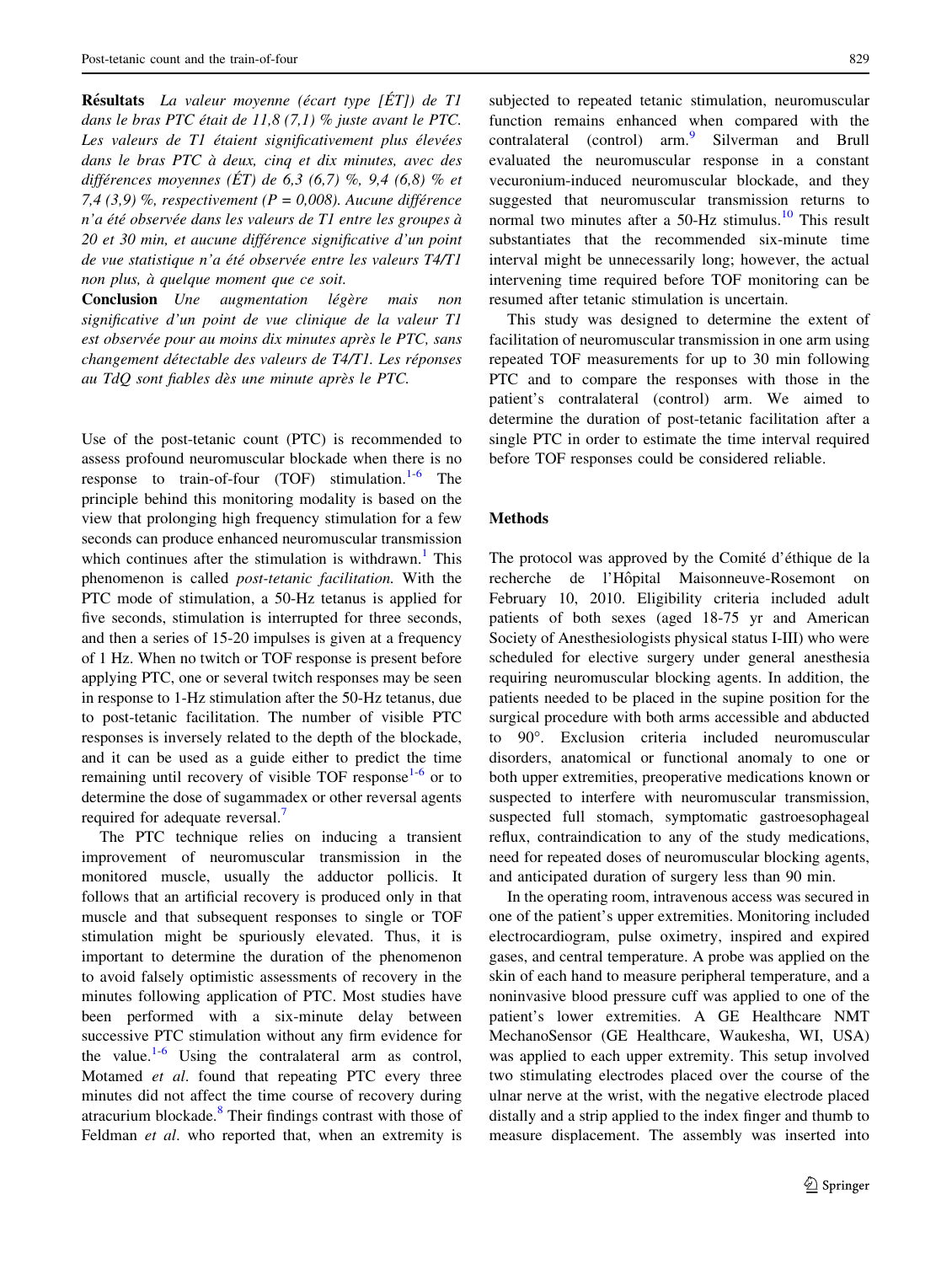**Résultats** *La valeur moyenne (écart type [ÉT]) de T1 dans le bras PTC était de 11,8 (7,1) % juste avant le PTC. Les valeurs de T1 étaient significativement plus élevées dans le bras PTC à deux, cinq et dix minutes, avec des différences moyennes (ÉT) de 6,3 (6,7) %, 9,4 (6,8) % et 7,4 (3,9) %, respectivement (P = 0,008). Aucune différence n'a été observée dans les valeurs de T1 entre les groupes à 20 et 30 min, et aucune différence significative d'un point de vue statistique n'a été observée entre les valeurs T4/T1 non plus, à quelque moment que ce soit.*

**Conclusion** *Une augmentation légère mais non significative d'un point de vue clinique de la valeur T1 est observée pour au moins dix minutes après le PTC, sans changement détectable des valeurs de T4/T1. Les réponses au TdQ sont fiables dès une minute après le PTC.*

Use of the post-tetanic count (PTC) is recommended to assess profound neuromuscular blockade when there is no response to train-of-four (TOF) stimulation.[1-6] The principle behind this monitoring modality is based on the view that prolonging high frequency stimulation for a few seconds can produce enhanced neuromuscular transmission which continues after the stimulation is withdrawn.[1] This phenomenon is called *post-tetanic facilitation.* With the PTC mode of stimulation, a 50-Hz tetanus is applied for five seconds, stimulation is interrupted for three seconds, and then a series of 15-20 impulses is given at a frequency of 1 Hz. When no twitch or TOF response is present before applying PTC, one or several twitch responses may be seen in response to 1-Hz stimulation after the 50-Hz tetanus, due to post-tetanic facilitation. The number of visible PTC responses is inversely related to the depth of the blockade, and it can be used as a guide either to predict the time remaining until recovery of visible TOF response[1-6] or to determine the dose of sugammadex or other reversal agents required for adequate reversal.[7]

The PTC technique relies on inducing a transient improvement of neuromuscular transmission in the monitored muscle, usually the adductor pollicis. It follows that an artificial recovery is produced only in that muscle and that subsequent responses to single or TOF stimulation might be spuriously elevated. Thus, it is important to determine the duration of the phenomenon to avoid falsely optimistic assessments of recovery in the minutes following application of PTC. Most studies have been performed with a six-minute delay between successive PTC stimulation without any firm evidence for the value.[1-6] Using the contralateral arm as control, Motamed *et al*. found that repeating PTC every three minutes did not affect the time course of recovery during atracurium blockade.[8] Their findings contrast with those of Feldman *et al*. who reported that, when an extremity is subjected to repeated tetanic stimulation, neuromuscular function remains enhanced when compared with the contralateral (control) arm.[9] Silverman and Brull evaluated the neuromuscular response in a constant vecuronium-induced neuromuscular blockade, and they suggested that neuromuscular transmission returns to normal two minutes after a 50-Hz stimulus.[10] This result substantiates that the recommended six-minute time interval might be unnecessarily long; however, the actual intervening time required before TOF monitoring can be resumed after tetanic stimulation is uncertain.

This study was designed to determine the extent of facilitation of neuromuscular transmission in one arm using repeated TOF measurements for up to 30 min following PTC and to compare the responses with those in the patient's contralateral (control) arm. We aimed to determine the duration of post-tetanic facilitation after a single PTC in order to estimate the time interval required before TOF responses could be considered reliable.

## Methods

The protocol was approved by the Comité d'éthique de la recherche de l'Hôpital Maisonneuve-Rosemont on February 10, 2010. Eligibility criteria included adult patients of both sexes (aged 18-75 yr and American Society of Anesthesiologists physical status I-III) who were scheduled for elective surgery under general anesthesia requiring neuromuscular blocking agents. In addition, the patients needed to be placed in the supine position for the surgical procedure with both arms accessible and abducted to 90°. Exclusion criteria included neuromuscular disorders, anatomical or functional anomaly to one or both upper extremities, preoperative medications known or suspected to interfere with neuromuscular transmission, suspected full stomach, symptomatic gastroesophageal reflux, contraindication to any of the study medications, need for repeated doses of neuromuscular blocking agents, and anticipated duration of surgery less than 90 min.

In the operating room, intravenous access was secured in one of the patient's upper extremities. Monitoring included electrocardiogram, pulse oximetry, inspired and expired gases, and central temperature. A probe was applied on the skin of each hand to measure peripheral temperature, and a noninvasive blood pressure cuff was applied to one of the patient's lower extremities. A GE Healthcare NMT MechanoSensor (GE Healthcare, Waukesha, WI, USA) was applied to each upper extremity. This setup involved two stimulating electrodes placed over the course of the ulnar nerve at the wrist, with the negative electrode placed distally and a strip applied to the index finger and thumb to measure displacement. The assembly was inserted into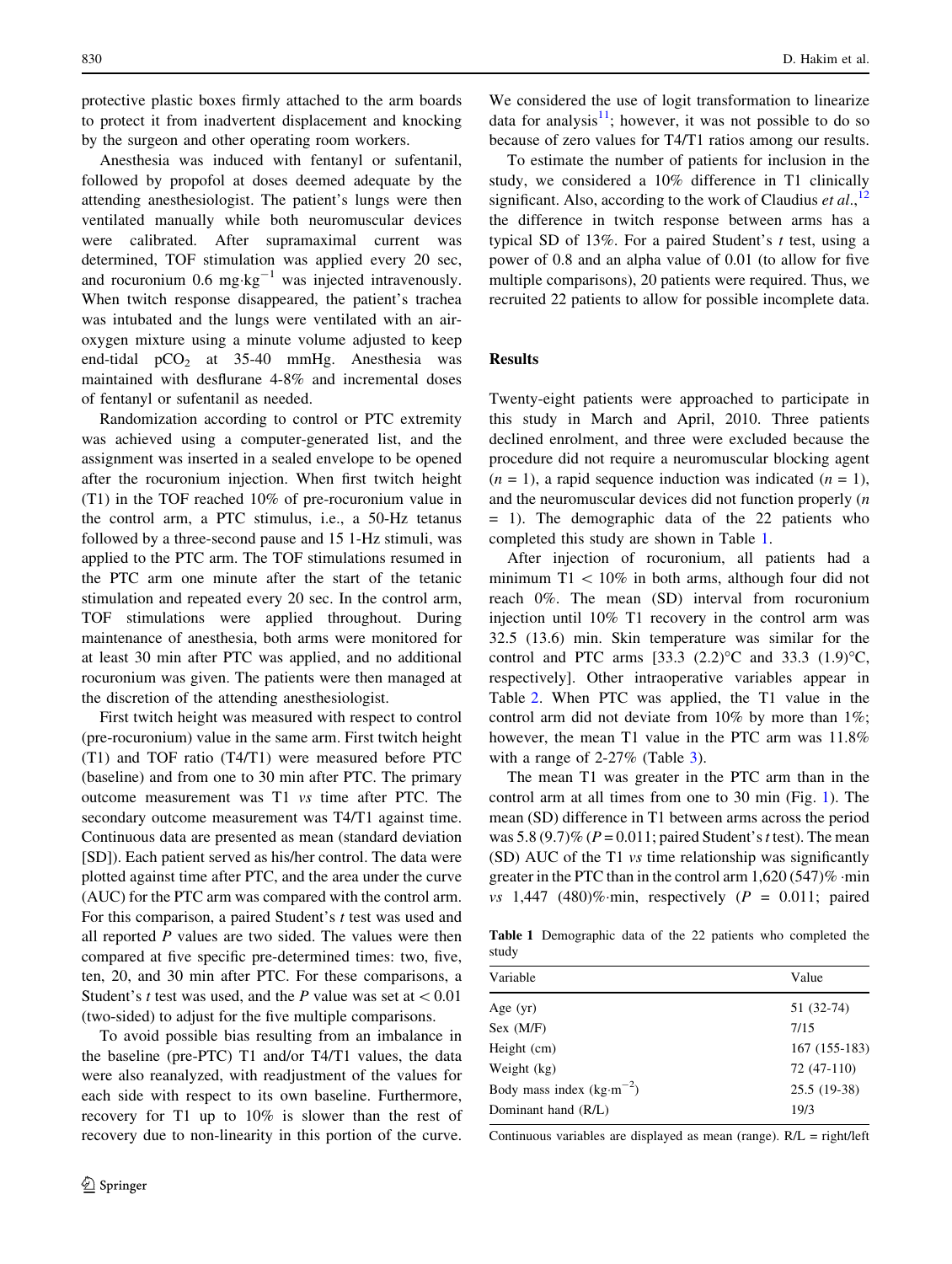protective plastic boxes firmly attached to the arm boards to protect it from inadvertent displacement and knocking by the surgeon and other operating room workers.

Anesthesia was induced with fentanyl or sufentanil, followed by propofol at doses deemed adequate by the attending anesthesiologist. The patient's lungs were then ventilated manually while both neuromuscular devices were calibrated. After supramaximal current was determined, TOF stimulation was applied every 20 sec, and rocuronium 0.6 $mg \cdot kg^{-1}$ was injected intravenously. When twitch response disappeared, the patient's trachea was intubated and the lungs were ventilated with an air-oxygen mixture using a minute volume adjusted to keep end-tidal $pCO_2$ at 35-40 mmHg. Anesthesia was maintained with desflurane 4-8% and incremental doses of fentanyl or sufentanil as needed.

Randomization according to control or PTC extremity was achieved using a computer-generated list, and the assignment was inserted in a sealed envelope to be opened after the rocuronium injection. When first twitch height (T1) in the TOF reached 10% of pre-rocuronium value in the control arm, a PTC stimulus, i.e., a 50-Hz tetanus followed by a three-second pause and 15 1-Hz stimuli, was applied to the PTC arm. The TOF stimulations resumed in the PTC arm one minute after the start of the tetanic stimulation and repeated every 20 sec. In the control arm, TOF stimulations were applied throughout. During maintenance of anesthesia, both arms were monitored for at least 30 min after PTC was applied, and no additional rocuronium was given. The patients were then managed at the discretion of the attending anesthesiologist.

First twitch height was measured with respect to control (pre-rocuronium) value in the same arm. First twitch height (T1) and TOF ratio (T4/T1) were measured before PTC (baseline) and from one to 30 min after PTC. The primary outcome measurement was T1 *vs* time after PTC. The secondary outcome measurement was T4/T1 against time. Continuous data are presented as mean (standard deviation [SD]). Each patient served as his/her control. The data were plotted against time after PTC, and the area under the curve (AUC) for the PTC arm was compared with the control arm. For this comparison, a paired Student's *t* test was used and all reported *P* values are two sided. The values were then compared at five specific pre-determined times: two, five, ten, 20, and 30 min after PTC. For these comparisons, a Student's *t* test was used, and the *P* value was set at < 0.01 (two-sided) to adjust for the five multiple comparisons.

To avoid possible bias resulting from an imbalance in the baseline (pre-PTC) T1 and/or T4/T1 values, the data were also reanalyzed, with readjustment of the values for each side with respect to its own baseline. Furthermore, recovery for T1 up to 10% is slower than the rest of recovery due to non-linearity in this portion of the curve. We considered the use of logit transformation to linearize data for analysis[11]; however, it was not possible to do so because of zero values for T4/T1 ratios among our results.

To estimate the number of patients for inclusion in the study, we considered a 10% difference in T1 clinically significant. Also, according to the work of Claudius *et al*.,[12] the difference in twitch response between arms has a typical SD of 13%. For a paired Student's *t* test, using a power of 0.8 and an alpha value of 0.01 (to allow for five multiple comparisons), 20 patients were required. Thus, we recruited 22 patients to allow for possible incomplete data.

## Results

Twenty-eight patients were approached to participate in this study in March and April, 2010. Three patients declined enrolment, and three were excluded because the procedure did not require a neuromuscular blocking agent ($n = 1$), a rapid sequence induction was indicated ($n = 1$), and the neuromuscular devices did not function properly ($n = 1$). The demographic data of the 22 patients who completed this study are shown in Table 1.

After injection of rocuronium, all patients had a minimum T1 < 10% in both arms, although four did not reach 0%. The mean (SD) interval from rocuronium injection until 10% T1 recovery in the control arm was 32.5 (13.6) min. Skin temperature was similar for the control and PTC arms [33.3 (2.2)°C and 33.3 (1.9)°C, respectively]. Other intraoperative variables appear in Table 2. When PTC was applied, the T1 value in the control arm did not deviate from 10% by more than 1%; however, the mean T1 value in the PTC arm was 11.8% with a range of 2-27% (Table 3).

The mean T1 was greater in the PTC arm than in the control arm at all times from one to 30 min (Fig. 1). The mean (SD) difference in T1 between arms across the period was 5.8 (9.7)% ($P = 0.011$; paired Student's *t* test). The mean (SD) AUC of the T1 *vs* time relationship was significantly greater in the PTC than in the control arm 1,620 (547)% ·min *vs* 1,447 (480)%·min, respectively ($P = 0.011$; paired

**Table 1** Demographic data of the 22 patients who completed the study

| Variable | Value |
|---|---|
| Age (yr) | 51 (32-74) |
| Sex (M/F) | 7/15 |
| Height (cm) | 167 (155-183) |
| Weight (kg) | 72 (47-110) |
| Body mass index ($kg \cdot m^{-2}$) | 25.5 (19-38) |
| Dominant hand (R/L) | 19/3 |

Continuous variables are displayed as mean (range). R/L = right/left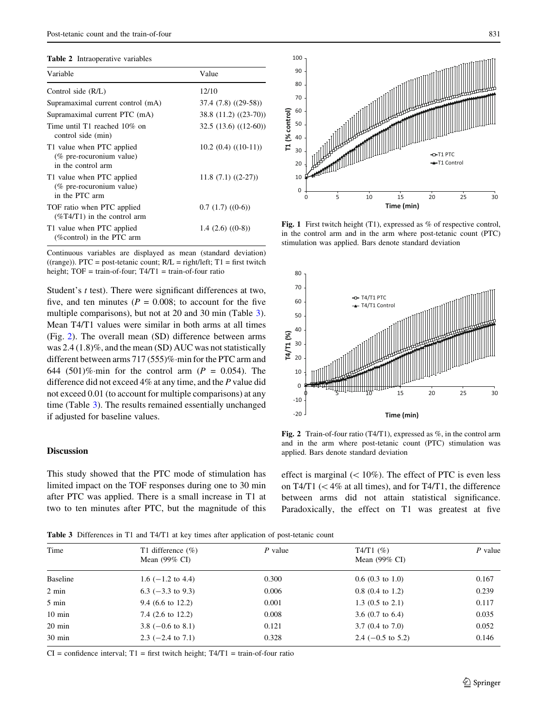**Table 2** Intraoperative variables

| Variable | Value |
|---|---|
| Control side (R/L) | 12/10 |
| Supramaximal current control (mA) | 37.4 (7.8) ((29-58)) |
| Supramaximal current PTC (mA) | 38.8 (11.2) ((23-70)) |
| Time until T1 reached 10% on control side (min) | 32.5 (13.6) ((12-60)) |
| T1 value when PTC applied (% pre-rocuronium value) in the control arm | 10.2 (0.4) ((10-11)) |
| T1 value when PTC applied (% pre-rocuronium value) in the PTC arm | 11.8 (7.1) ((2-27)) |
| TOF ratio when PTC applied (%T4/T1) in the control arm | 0.7 (1.7) ((0-6)) |
| T1 value when PTC applied (%control) in the PTC arm | 1.4 (2.6) ((0-8)) |

Continuous variables are displayed as mean (standard deviation) ((range)). PTC = post-tetanic count; R/L = right/left; T1 = first twitch height; TOF = train-of-four; T4/T1 = train-of-four ratio

Student's *t* test). There were significant differences at two, five, and ten minutes ($P = 0.008$; to account for the five multiple comparisons), but not at 20 and 30 min (Table 3). Mean T4/T1 values were similar in both arms at all times (Fig. 2). The overall mean (SD) difference between arms was 2.4 (1.8)%, and the mean (SD) AUC was not statistically different between arms 717 (555)%·min for the PTC arm and 644 (501)%·min for the control arm ($P = 0.054$). The difference did not exceed 4% at any time, and the *P* value did not exceed 0.01 (to account for multiple comparisons) at any time (Table 3). The results remained essentially unchanged if adjusted for baseline values.

**Fig. 1** First twitch height (T1), expressed as % of respective control, in the control arm and in the arm where post-tetanic count (PTC) stimulation was applied. Bars denote standard deviation

**Fig. 2** Train-of-four ratio (T4/T1), expressed as %, in the control arm and in the arm where post-tetanic count (PTC) stimulation was applied. Bars denote standard deviation

## Discussion

This study showed that the PTC mode of stimulation has limited impact on the TOF responses during one to 30 min after PTC was applied. There is a small increase in T1 at two to ten minutes after PTC, but the magnitude of this effect is marginal (< 10%). The effect of PTC is even less on T4/T1 (< 4% at all times), and for T4/T1, the difference between arms did not attain statistical significance. Paradoxically, the effect on T1 was greatest at five

**Table 3** Differences in T1 and T4/T1 at key times after application of post-tetanic count

| Time | T1 difference (%) Mean (99% CI) | *P* value | T4/T1 (%) Mean (99% CI) | *P* value |
|---|---|---|---|---|
| Baseline | 1.6 (−1.2 to 4.4) | 0.300 | 0.6 (0.3 to 1.0) | 0.167 |
| 2 min | 6.3 (−3.3 to 9.3) | 0.006 | 0.8 (0.4 to 1.2) | 0.239 |
| 5 min | 9.4 (6.6 to 12.2) | 0.001 | 1.3 (0.5 to 2.1) | 0.117 |
| 10 min | 7.4 (2.6 to 12.2) | 0.008 | 3.6 (0.7 to 6.4) | 0.035 |
| 20 min | 3.8 (−0.6 to 8.1) | 0.121 | 3.7 (0.4 to 7.0) | 0.052 |
| 30 min | 2.3 (−2.4 to 7.1) | 0.328 | 2.4 (−0.5 to 5.2) | 0.146 |

CI = confidence interval; T1 = first twitch height; T4/T1 = train-of-four ratio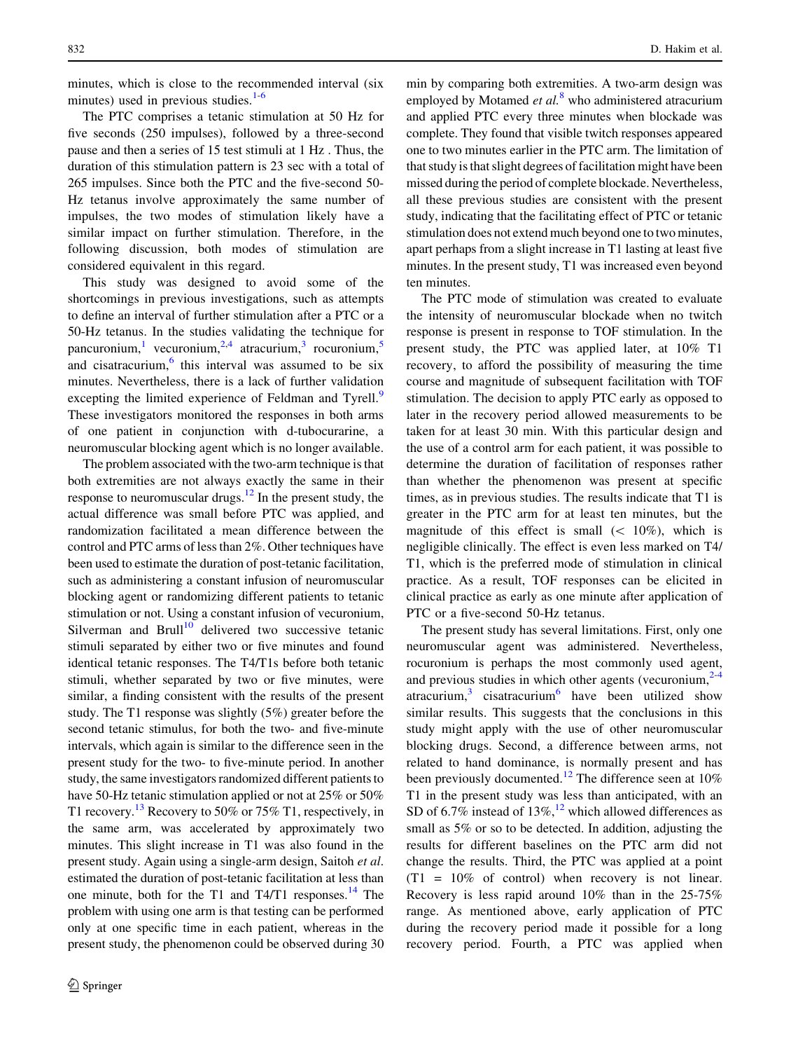minutes, which is close to the recommended interval (six minutes) used in previous studies.[1-6]

The PTC comprises a tetanic stimulation at 50 Hz for five seconds (250 impulses), followed by a three-second pause and then a series of 15 test stimuli at 1 Hz . Thus, the duration of this stimulation pattern is 23 sec with a total of 265 impulses. Since both the PTC and the five-second 50-Hz tetanus involve approximately the same number of impulses, the two modes of stimulation likely have a similar impact on further stimulation. Therefore, in the following discussion, both modes of stimulation are considered equivalent in this regard.

This study was designed to avoid some of the shortcomings in previous investigations, such as attempts to define an interval of further stimulation after a PTC or a 50-Hz tetanus. In the studies validating the technique for pancuronium,[1] vecuronium,[2,4] atracurium,[3] rocuronium,[5] and cisatracurium,[6] this interval was assumed to be six minutes. Nevertheless, there is a lack of further validation excepting the limited experience of Feldman and Tyrell.[9] These investigators monitored the responses in both arms of one patient in conjunction with d-tubocurarine, a neuromuscular blocking agent which is no longer available.

The problem associated with the two-arm technique is that both extremities are not always exactly the same in their response to neuromuscular drugs.[12] In the present study, the actual difference was small before PTC was applied, and randomization facilitated a mean difference between the control and PTC arms of less than 2%. Other techniques have been used to estimate the duration of post-tetanic facilitation, such as administering a constant infusion of neuromuscular blocking agent or randomizing different patients to tetanic stimulation or not. Using a constant infusion of vecuronium, Silverman and Brull[10] delivered two successive tetanic stimuli separated by either two or five minutes and found identical tetanic responses. The T4/T1s before both tetanic stimuli, whether separated by two or five minutes, were similar, a finding consistent with the results of the present study. The T1 response was slightly (5%) greater before the second tetanic stimulus, for both the two- and five-minute intervals, which again is similar to the difference seen in the present study for the two- to five-minute period. In another study, the same investigators randomized different patients to have 50-Hz tetanic stimulation applied or not at 25% or 50% T1 recovery.[13] Recovery to 50% or 75% T1, respectively, in the same arm, was accelerated by approximately two minutes. This slight increase in T1 was also found in the present study. Again using a single-arm design, Saitoh *et al.* estimated the duration of post-tetanic facilitation at less than one minute, both for the T1 and T4/T1 responses.[14] The problem with using one arm is that testing can be performed only at one specific time in each patient, whereas in the present study, the phenomenon could be observed during 30 min by comparing both extremities. A two-arm design was employed by Motamed *et al.*[8] who administered atracurium and applied PTC every three minutes when blockade was complete. They found that visible twitch responses appeared one to two minutes earlier in the PTC arm. The limitation of that study is that slight degrees of facilitation might have been missed during the period of complete blockade. Nevertheless, all these previous studies are consistent with the present study, indicating that the facilitating effect of PTC or tetanic stimulation does not extend much beyond one to two minutes, apart perhaps from a slight increase in T1 lasting at least five minutes. In the present study, T1 was increased even beyond ten minutes.

The PTC mode of stimulation was created to evaluate the intensity of neuromuscular blockade when no twitch response is present in response to TOF stimulation. In the present study, the PTC was applied later, at 10% T1 recovery, to afford the possibility of measuring the time course and magnitude of subsequent facilitation with TOF stimulation. The decision to apply PTC early as opposed to later in the recovery period allowed measurements to be taken for at least 30 min. With this particular design and the use of a control arm for each patient, it was possible to determine the duration of facilitation of responses rather than whether the phenomenon was present at specific times, as in previous studies. The results indicate that T1 is greater in the PTC arm for at least ten minutes, but the magnitude of this effect is small ($< 10\%$), which is negligible clinically. The effect is even less marked on T4/T1, which is the preferred mode of stimulation in clinical practice. As a result, TOF responses can be elicited in clinical practice as early as one minute after application of PTC or a five-second 50-Hz tetanus.

The present study has several limitations. First, only one neuromuscular agent was administered. Nevertheless, rocuronium is perhaps the most commonly used agent, and previous studies in which other agents (vecuronium,[2-4] atracurium,[3] cisatracurium[6] have been utilized show similar results. This suggests that the conclusions in this study might apply with the use of other neuromuscular blocking drugs. Second, a difference between arms, not related to hand dominance, is normally present and has been previously documented.[12] The difference seen at 10% T1 in the present study was less than anticipated, with an SD of 6.7% instead of 13%,[12] which allowed differences as small as 5% or so to be detected. In addition, adjusting the results for different baselines on the PTC arm did not change the results. Third, the PTC was applied at a point (T1 = 10% of control) when recovery is not linear. Recovery is less rapid around 10% than in the 25-75% range. As mentioned above, early application of PTC during the recovery period made it possible for a long recovery period. Fourth, a PTC was applied when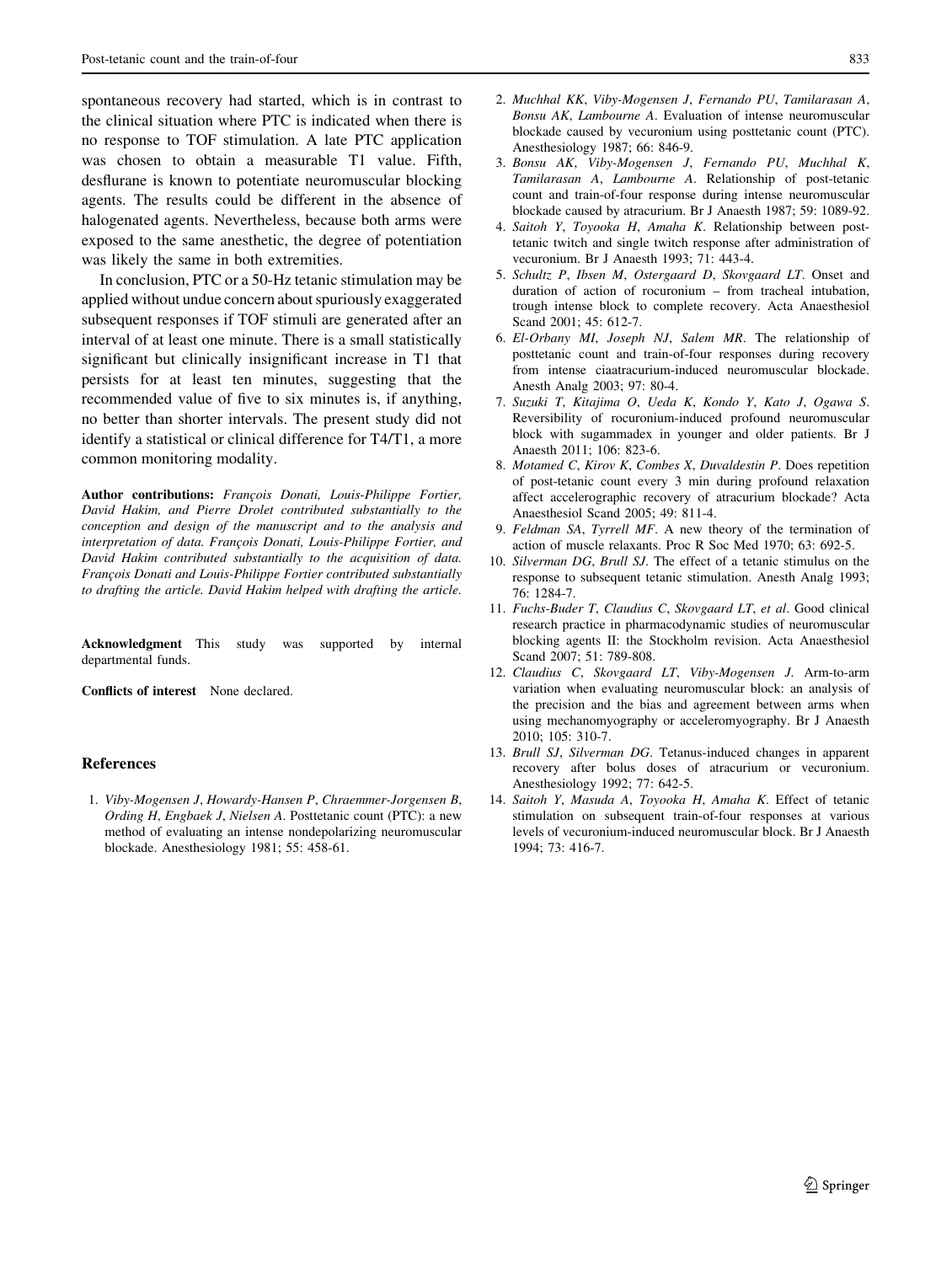spontaneous recovery had started, which is in contrast to the clinical situation where PTC is indicated when there is no response to TOF stimulation. A late PTC application was chosen to obtain a measurable T1 value. Fifth, desflurane is known to potentiate neuromuscular blocking agents. The results could be different in the absence of halogenated agents. Nevertheless, because both arms were exposed to the same anesthetic, the degree of potentiation was likely the same in both extremities.

In conclusion, PTC or a 50-Hz tetanic stimulation may be applied without undue concern about spuriously exaggerated subsequent responses if TOF stimuli are generated after an interval of at least one minute. There is a small statistically significant but clinically insignificant increase in T1 that persists for at least ten minutes, suggesting that the recommended value of five to six minutes is, if anything, no better than shorter intervals. The present study did not identify a statistical or clinical difference for T4/T1, a more common monitoring modality.

**Author contributions:** *François Donati, Louis-Philippe Fortier, David Hakim, and Pierre Drolet contributed substantially to the conception and design of the manuscript and to the analysis and interpretation of data. François Donati, Louis-Philippe Fortier, and David Hakim contributed substantially to the acquisition of data. François Donati and Louis-Philippe Fortier contributed substantially to drafting the article. David Hakim helped with drafting the article.*

**Acknowledgment** This study was supported by internal departmental funds.

**Conflicts of interest** None declared.

## References

1. *Viby-Mogensen J, Howardy-Hansen P, Chraemmer-Jorgensen B, Ording H, Engbaek J, Nielsen A*. Posttetanic count (PTC): a new method of evaluating an intense nondepolarizing neuromuscular blockade. Anesthesiology 1981; 55: 458-61.
2. *Muchhal KK, Viby-Mogensen J, Fernando PU, Tamilarasan A, Bonsu AK, Lambourne A*. Evaluation of intense neuromuscular blockade caused by vecuronium using posttetanic count (PTC). Anesthesiology 1987; 66: 846-9.
3. *Bonsu AK, Viby-Mogensen J, Fernando PU, Muchhal K, Tamilarasan A, Lambourne A*. Relationship of post-tetanic count and train-of-four response during intense neuromuscular blockade caused by atracurium. Br J Anaesth 1987; 59: 1089-92.
4. *Saitoh Y, Toyooka H, Amaha K*. Relationship between post-tetanic twitch and single twitch response after administration of vecuronium. Br J Anaesth 1993; 71: 443-4.
5. *Schultz P, Ibsen M, Ostergaard D, Skovgaard LT*. Onset and duration of action of rocuronium – from tracheal intubation, trough intense block to complete recovery. Acta Anaesthesiol Scand 2001; 45: 612-7.
6. *El-Orbany MI, Joseph NJ, Salem MR*. The relationship of posttetanic count and train-of-four responses during recovery from intense ciaatracurium-induced neuromuscular blockade. Anesth Analg 2003; 97: 80-4.
7. *Suzuki T, Kitajima O, Ueda K, Kondo Y, Kato J, Ogawa S*. Reversibility of rocuronium-induced profound neuromuscular block with sugammadex in younger and older patients. Br J Anaesth 2011; 106: 823-6.
8. *Motamed C, Kirov K, Combes X, Duvaldestin P*. Does repetition of post-tetanic count every 3 min during profound relaxation affect accelerographic recovery of atracurium blockade? Acta Anaesthesiol Scand 2005; 49: 811-4.
9. *Feldman SA, Tyrrell MF*. A new theory of the termination of action of muscle relaxants. Proc R Soc Med 1970; 63: 692-5.
10. *Silverman DG, Brull SJ*. The effect of a tetanic stimulus on the response to subsequent tetanic stimulation. Anesth Analg 1993; 76: 1284-7.
11. *Fuchs-Buder T, Claudius C, Skovgaard LT, et al*. Good clinical research practice in pharmacodynamic studies of neuromuscular blocking agents II: the Stockholm revision. Acta Anaesthesiol Scand 2007; 51: 789-808.
12. *Claudius C, Skovgaard LT, Viby-Mogensen J*. Arm-to-arm variation when evaluating neuromuscular block: an analysis of the precision and the bias and agreement between arms when using mechanomyography or acceleromyography. Br J Anaesth 2010; 105: 310-7.
13. *Brull SJ, Silverman DG*. Tetanus-induced changes in apparent recovery after bolus doses of atracurium or vecuronium. Anesthesiology 1992; 77: 642-5.
14. *Saitoh Y, Masuda A, Toyooka H, Amaha K*. Effect of tetanic stimulation on subsequent train-of-four responses at various levels of vecuronium-induced neuromuscular block. Br J Anaesth 1994; 73: 416-7.